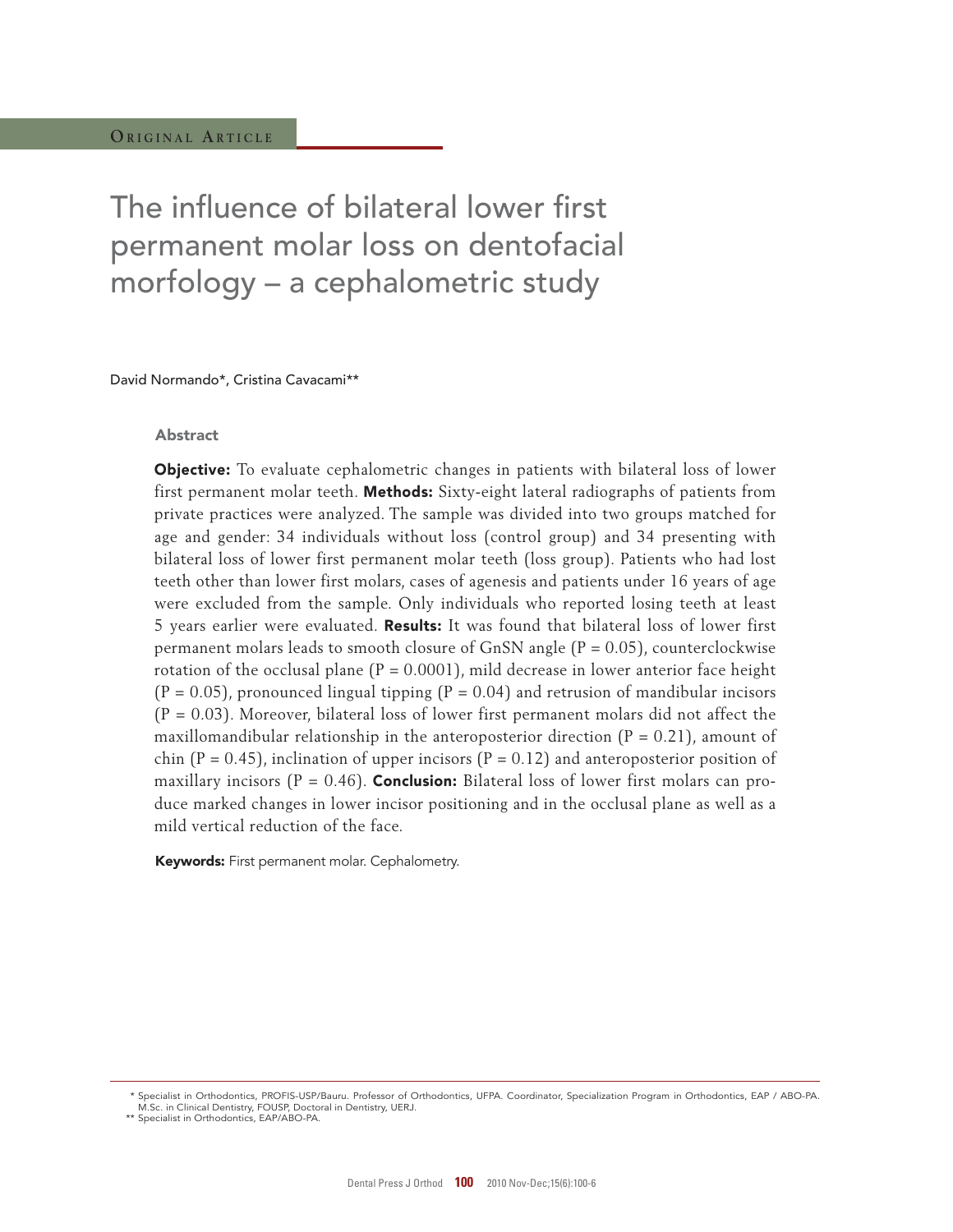ORIGINAL ARTICLE

# The influence of bilateral lower first permanent molar loss on dentofacial morfology – a cephalometric study

David Normando*, Cristina Cavacami**

## Abstract

**Objective:** To evaluate cephalometric changes in patients with bilateral loss of lower first permanent molar teeth. **Methods:** Sixty-eight lateral radiographs of patients from private practices were analyzed. The sample was divided into two groups matched for age and gender: 34 individuals without loss (control group) and 34 presenting with bilateral loss of lower first permanent molar teeth (loss group). Patients who had lost teeth other than lower first molars, cases of agenesis and patients under 16 years of age were excluded from the sample. Only individuals who reported losing teeth at least 5 years earlier were evaluated. **Results:** It was found that bilateral loss of lower first permanent molars leads to smooth closure of GnSN angle ($P = 0.05$), counterclockwise rotation of the occlusal plane ($P = 0.0001$), mild decrease in lower anterior face height ($P = 0.05$), pronounced lingual tipping ($P = 0.04$) and retrusion of mandibular incisors ($P = 0.03$). Moreover, bilateral loss of lower first permanent molars did not affect the maxillomandibular relationship in the anteroposterior direction ($P = 0.21$), amount of chin ($P = 0.45$), inclination of upper incisors ($P = 0.12$) and anteroposterior position of maxillary incisors ($P = 0.46$). **Conclusion:** Bilateral loss of lower first molars can produce marked changes in lower incisor positioning and in the occlusal plane as well as a mild vertical reduction of the face.

**Keywords:** First permanent molar. Cephalometry.

---

\* Specialist in Orthodontics, PROFIS-USP/Bauru. Professor of Orthodontics, UFPA. Coordinator, Specialization Program in Orthodontics, EAP / ABO-PA. M.Sc. in Clinical Dentistry, FOUSP, Doctoral in Dentistry, UERJ.
\*\* Specialist in Orthodontics, EAP/ABO-PA.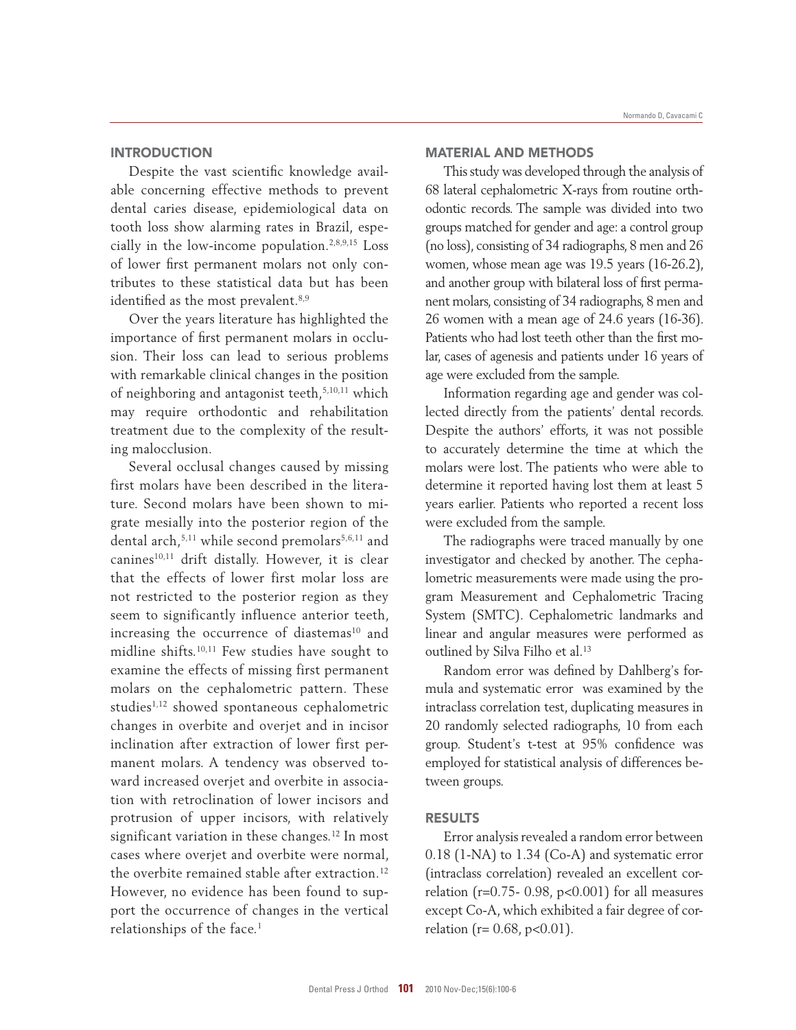## INTRODUCTION

Despite the vast scientific knowledge available concerning effective methods to prevent dental caries disease, epidemiological data on tooth loss show alarming rates in Brazil, especially in the low-income population.[2,8,9,15] Loss of lower first permanent molars not only contributes to these statistical data but has been identified as the most prevalent.[8,9]

Over the years literature has highlighted the importance of first permanent molars in occlusion. Their loss can lead to serious problems with remarkable clinical changes in the position of neighboring and antagonist teeth,[5,10,11] which may require orthodontic and rehabilitation treatment due to the complexity of the resulting malocclusion.

Several occlusal changes caused by missing first molars have been described in the literature. Second molars have been shown to migrate mesially into the posterior region of the dental arch,[5,11] while second premolars[5,6,11] and canines[10,11] drift distally. However, it is clear that the effects of lower first molar loss are not restricted to the posterior region as they seem to significantly influence anterior teeth, increasing the occurrence of diastemas[10] and midline shifts.[10,11] Few studies have sought to examine the effects of missing first permanent molars on the cephalometric pattern. These studies[1,12] showed spontaneous cephalometric changes in overbite and overjet and in incisor inclination after extraction of lower first permanent molars. A tendency was observed toward increased overjet and overbite in association with retroclination of lower incisors and protrusion of upper incisors, with relatively significant variation in these changes.[12] In most cases where overjet and overbite were normal, the overbite remained stable after extraction.[12] However, no evidence has been found to support the occurrence of changes in the vertical relationships of the face.[1]

## MATERIAL AND METHODS

This study was developed through the analysis of 68 lateral cephalometric X-rays from routine orthodontic records. The sample was divided into two groups matched for gender and age: a control group (no loss), consisting of 34 radiographs, 8 men and 26 women, whose mean age was 19.5 years (16-26.2), and another group with bilateral loss of first permanent molars, consisting of 34 radiographs, 8 men and 26 women with a mean age of 24.6 years (16-36). Patients who had lost teeth other than the first molar, cases of agenesis and patients under 16 years of age were excluded from the sample.

Information regarding age and gender was collected directly from the patients' dental records. Despite the authors' efforts, it was not possible to accurately determine the time at which the molars were lost. The patients who were able to determine it reported having lost them at least 5 years earlier. Patients who reported a recent loss were excluded from the sample.

The radiographs were traced manually by one investigator and checked by another. The cephalometric measurements were made using the program Measurement and Cephalometric Tracing System (SMTC). Cephalometric landmarks and linear and angular measures were performed as outlined by Silva Filho et al.[13]

Random error was defined by Dahlberg's formula and systematic error was examined by the intraclass correlation test, duplicating measures in 20 randomly selected radiographs, 10 from each group. Student's t-test at 95% confidence was employed for statistical analysis of differences between groups.

## RESULTS

Error analysis revealed a random error between 0.18 (1-NA) to 1.34 (Co-A) and systematic error (intraclass correlation) revealed an excellent correlation ($r=0.75$- $0.98$, $p<0.001$) for all measures except Co-A, which exhibited a fair degree of correlation ($r= 0.68$, $p<0.01$).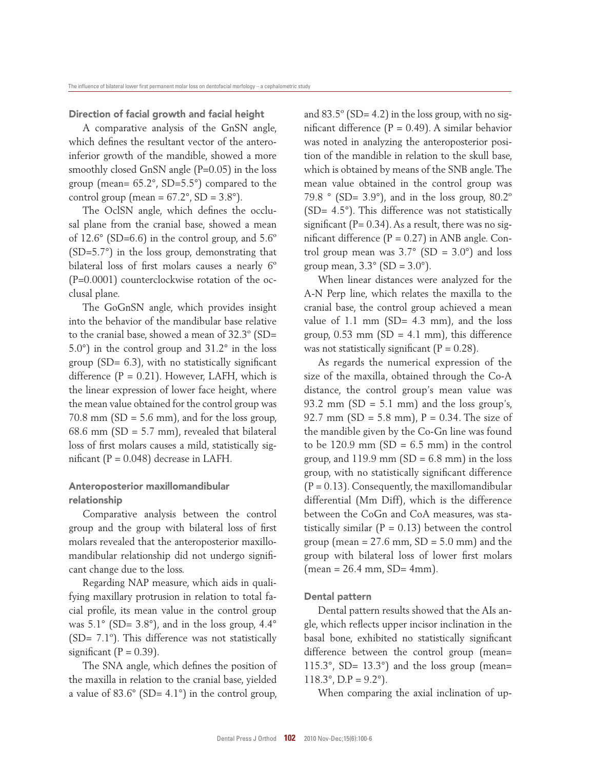### Direction of facial growth and facial height

A comparative analysis of the GnSN angle, which defines the resultant vector of the antero-inferior growth of the mandible, showed a more smoothly closed GnSN angle (P=0.05) in the loss group (mean= 65.2°, SD=5.5°) compared to the control group (mean = 67.2°, SD = 3.8°).

The OclSN angle, which defines the occlusal plane from the cranial base, showed a mean of 12.6° (SD=6.6) in the control group, and 5.6º (SD=5.7°) in the loss group, demonstrating that bilateral loss of first molars causes a nearly 6º (P=0.0001) counterclockwise rotation of the occlusal plane.

The GoGnSN angle, which provides insight into the behavior of the mandibular base relative to the cranial base, showed a mean of 32.3º (SD= 5.0°) in the control group and 31.2° in the loss group (SD= 6.3), with no statistically significant difference (P = 0.21). However, LAFH, which is the linear expression of lower face height, where the mean value obtained for the control group was 70.8 mm (SD = 5.6 mm), and for the loss group, 68.6 mm (SD = 5.7 mm), revealed that bilateral loss of first molars causes a mild, statistically significant (P = 0.048) decrease in LAFH.

### Anteroposterior maxillomandibular relationship

Comparative analysis between the control group and the group with bilateral loss of first molars revealed that the anteroposterior maxillomandibular relationship did not undergo significant change due to the loss.

Regarding NAP measure, which aids in qualifying maxillary protrusion in relation to total facial profile, its mean value in the control group was 5.1° (SD= 3.8°), and in the loss group, 4.4° (SD= 7.1º). This difference was not statistically significant (P = 0.39).

The SNA angle, which defines the position of the maxilla in relation to the cranial base, yielded a value of 83.6° (SD= 4.1°) in the control group, and 83.5º (SD= 4.2) in the loss group, with no significant difference (P = 0.49). A similar behavior was noted in analyzing the anteroposterior position of the mandible in relation to the skull base, which is obtained by means of the SNB angle. The mean value obtained in the control group was 79.8 ° (SD= 3.9°), and in the loss group, 80.2º (SD= 4.5°). This difference was not statistically significant (P= 0.34). As a result, there was no significant difference (P = 0.27) in ANB angle. Control group mean was 3.7° (SD = 3.0°) and loss group mean, 3.3° (SD = 3.0°).

When linear distances were analyzed for the A-N Perp line, which relates the maxilla to the cranial base, the control group achieved a mean value of 1.1 mm (SD= 4.3 mm), and the loss group, 0.53 mm (SD = 4.1 mm), this difference was not statistically significant (P = 0.28).

As regards the numerical expression of the size of the maxilla, obtained through the Co-A distance, the control group's mean value was 93.2 mm (SD = 5.1 mm) and the loss group's, 92.7 mm (SD = 5.8 mm), P = 0.34. The size of the mandible given by the Co-Gn line was found to be 120.9 mm (SD = 6.5 mm) in the control group, and 119.9 mm (SD = 6.8 mm) in the loss group, with no statistically significant difference (P = 0.13). Consequently, the maxillomandibular differential (Mm Diff), which is the difference between the CoGn and CoA measures, was statistically similar (P = 0.13) between the control group (mean = 27.6 mm, SD = 5.0 mm) and the group with bilateral loss of lower first molars (mean = 26.4 mm, SD= 4mm).

### Dental pattern

Dental pattern results showed that the AIs angle, which reflects upper incisor inclination in the basal bone, exhibited no statistically significant difference between the control group (mean= 115.3°, SD= 13.3°) and the loss group (mean= 118.3°, D.P = 9.2°).

When comparing the axial inclination of up-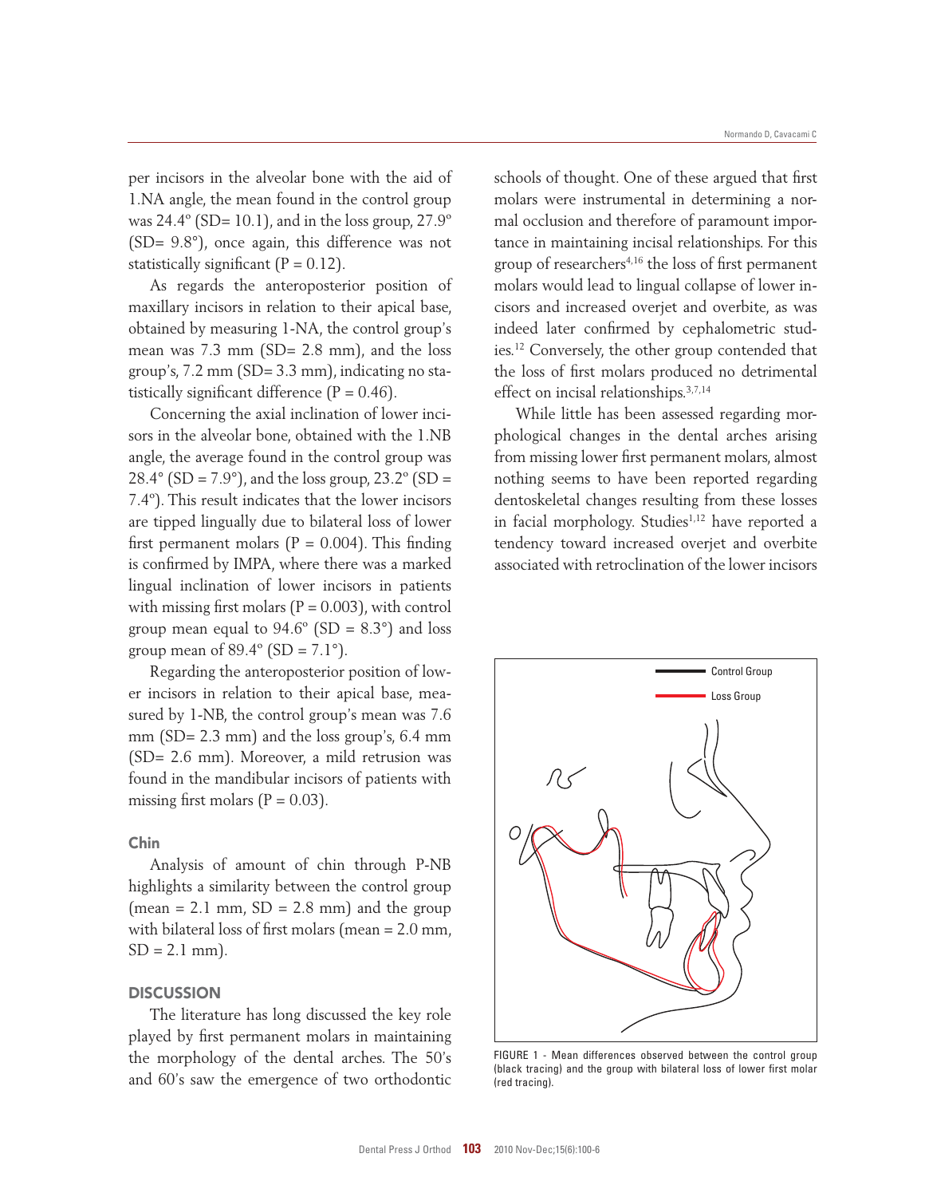per incisors in the alveolar bone with the aid of 1.NA angle, the mean found in the control group was 24.4º (SD= 10.1), and in the loss group, 27.9º (SD= 9.8°), once again, this difference was not statistically significant (P = 0.12).

As regards the anteroposterior position of maxillary incisors in relation to their apical base, obtained by measuring 1-NA, the control group's mean was 7.3 mm (SD= 2.8 mm), and the loss group's, 7.2 mm (SD= 3.3 mm), indicating no statistically significant difference (P = 0.46).

Concerning the axial inclination of lower incisors in the alveolar bone, obtained with the 1.NB angle, the average found in the control group was 28.4° (SD = 7.9°), and the loss group, 23.2° (SD = 7.4º). This result indicates that the lower incisors are tipped lingually due to bilateral loss of lower first permanent molars (P = 0.004). This finding is confirmed by IMPA, where there was a marked lingual inclination of lower incisors in patients with missing first molars (P = 0.003), with control group mean equal to 94.6º (SD = 8.3°) and loss group mean of 89.4º (SD = 7.1°).

Regarding the anteroposterior position of lower incisors in relation to their apical base, measured by 1-NB, the control group's mean was 7.6 mm (SD= 2.3 mm) and the loss group's, 6.4 mm (SD= 2.6 mm). Moreover, a mild retrusion was found in the mandibular incisors of patients with missing first molars (P = 0.03).

### Chin

Analysis of amount of chin through P-NB highlights a similarity between the control group (mean = 2.1 mm, SD = 2.8 mm) and the group with bilateral loss of first molars (mean = 2.0 mm, SD = 2.1 mm).

## DISCUSSION

The literature has long discussed the key role played by first permanent molars in maintaining the morphology of the dental arches. The 50's and 60's saw the emergence of two orthodontic schools of thought. One of these argued that first molars were instrumental in determining a normal occlusion and therefore of paramount importance in maintaining incisal relationships. For this group of researchers[4,16] the loss of first permanent molars would lead to lingual collapse of lower incisors and increased overjet and overbite, as was indeed later confirmed by cephalometric studies.[12] Conversely, the other group contended that the loss of first molars produced no detrimental effect on incisal relationships.[3,7,14]

While little has been assessed regarding morphological changes in the dental arches arising from missing lower first permanent molars, almost nothing seems to have been reported regarding dentoskeletal changes resulting from these losses in facial morphology. Studies[1,12] have reported a tendency toward increased overjet and overbite associated with retroclination of the lower incisors

FIGURE 1 - Mean differences observed between the control group (black tracing) and the group with bilateral loss of lower first molar (red tracing).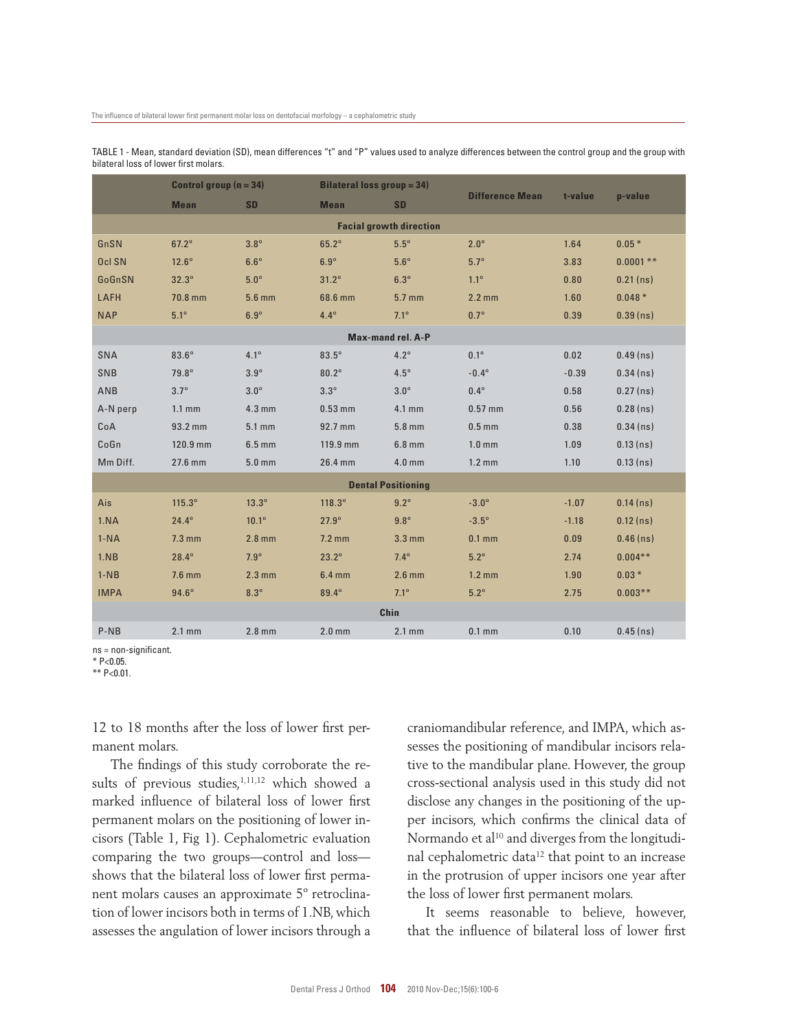TABLE 1 - Mean, standard deviation (SD), mean differences "t" and "P" values used to analyze differences between the control group and the group with bilateral loss of lower first molars.

| | Control group (n = 34) | | Bilateral loss group = 34) | | Difference Mean | t-value | p-value |
|---|---|---|---|---|---|---|---|
| | Mean | SD | Mean | SD | | | |
| **Facial growth direction** | | | | | | | |
| GnSN | 67.2° | 3.8° | 65.2° | 5.5° | 2.0° | 1.64 | 0.05 * |
| Ocl SN | 12.6° | 6.6° | 6.9° | 5.6° | 5.7° | 3.83 | 0.0001 ** |
| GoGnSN | 32.3° | 5.0° | 31.2° | 6.3° | 1.1° | 0.80 | 0.21 (ns) |
| LAFH | 70.8 mm | 5.6 mm | 68.6 mm | 5.7 mm | 2.2 mm | 1.60 | 0.048 * |
| NAP | 5.1° | 6.9° | 4.4° | 7.1° | 0.7° | 0.39 | 0.39 (ns) |
| **Max-mand rel. A-P** | | | | | | | |
| SNA | 83.6° | 4.1° | 83.5° | 4.2° | 0.1° | 0.02 | 0.49 (ns) |
| SNB | 79.8° | 3.9° | 80.2° | 4.5° | -0.4° | -0.39 | 0.34 (ns) |
| ANB | 3.7° | 3.0° | 3.3° | 3.0° | 0.4° | 0.58 | 0.27 (ns) |
| A-N perp | 1.1 mm | 4.3 mm | 0.53 mm | 4.1 mm | 0.57 mm | 0.56 | 0.28 (ns) |
| CoA | 93.2 mm | 5.1 mm | 92.7 mm | 5.8 mm | 0.5 mm | 0.38 | 0.34 (ns) |
| CoGn | 120.9 mm | 6.5 mm | 119.9 mm | 6.8 mm | 1.0 mm | 1.09 | 0.13 (ns) |
| Mm Diff. | 27.6 mm | 5.0 mm | 26.4 mm | 4.0 mm | 1.2 mm | 1.10 | 0.13 (ns) |
| **Dental Positioning** | | | | | | | |
| Ais | 115.3° | 13.3° | 118.3° | 9.2° | -3.0° | -1.07 | 0.14 (ns) |
| 1.NA | 24.4° | 10.1° | 27.9° | 9.8° | -3.5° | -1.18 | 0.12 (ns) |
| 1-NA | 7.3 mm | 2.8 mm | 7.2 mm | 3.3 mm | 0.1 mm | 0.09 | 0.46 (ns) |
| 1.NB | 28.4° | 7.9° | 23.2° | 7.4° | 5.2° | 2.74 | 0.004** |
| 1-NB | 7.6 mm | 2.3 mm | 6.4 mm | 2.6 mm | 1.2 mm | 1.90 | 0.03 * |
| IMPA | 94.6° | 8.3° | 89.4° | 7.1° | 5.2° | 2.75 | 0.003** |
| **Chin** | | | | | | | |
| P-NB | 2.1 mm | 2.8 mm | 2.0 mm | 2.1 mm | 0.1 mm | 0.10 | 0.45 (ns) |

ns = non-significant.
* $P<0.05$.
** $P<0.01$.

12 to 18 months after the loss of lower first permanent molars.

The findings of this study corroborate the results of previous studies,[1,11,12] which showed a marked influence of bilateral loss of lower first permanent molars on the positioning of lower incisors (Table 1, Fig 1). Cephalometric evaluation comparing the two groups—control and loss—shows that the bilateral loss of lower first permanent molars causes an approximate 5° retroclination of lower incisors both in terms of 1.NB, which assesses the angulation of lower incisors through a craniomandibular reference, and IMPA, which assesses the positioning of mandibular incisors relative to the mandibular plane. However, the group cross-sectional analysis used in this study did not disclose any changes in the positioning of the upper incisors, which confirms the clinical data of Normando et al[10] and diverges from the longitudinal cephalometric data[12] that point to an increase in the protrusion of upper incisors one year after the loss of lower first permanent molars.

It seems reasonable to believe, however, that the influence of bilateral loss of lower first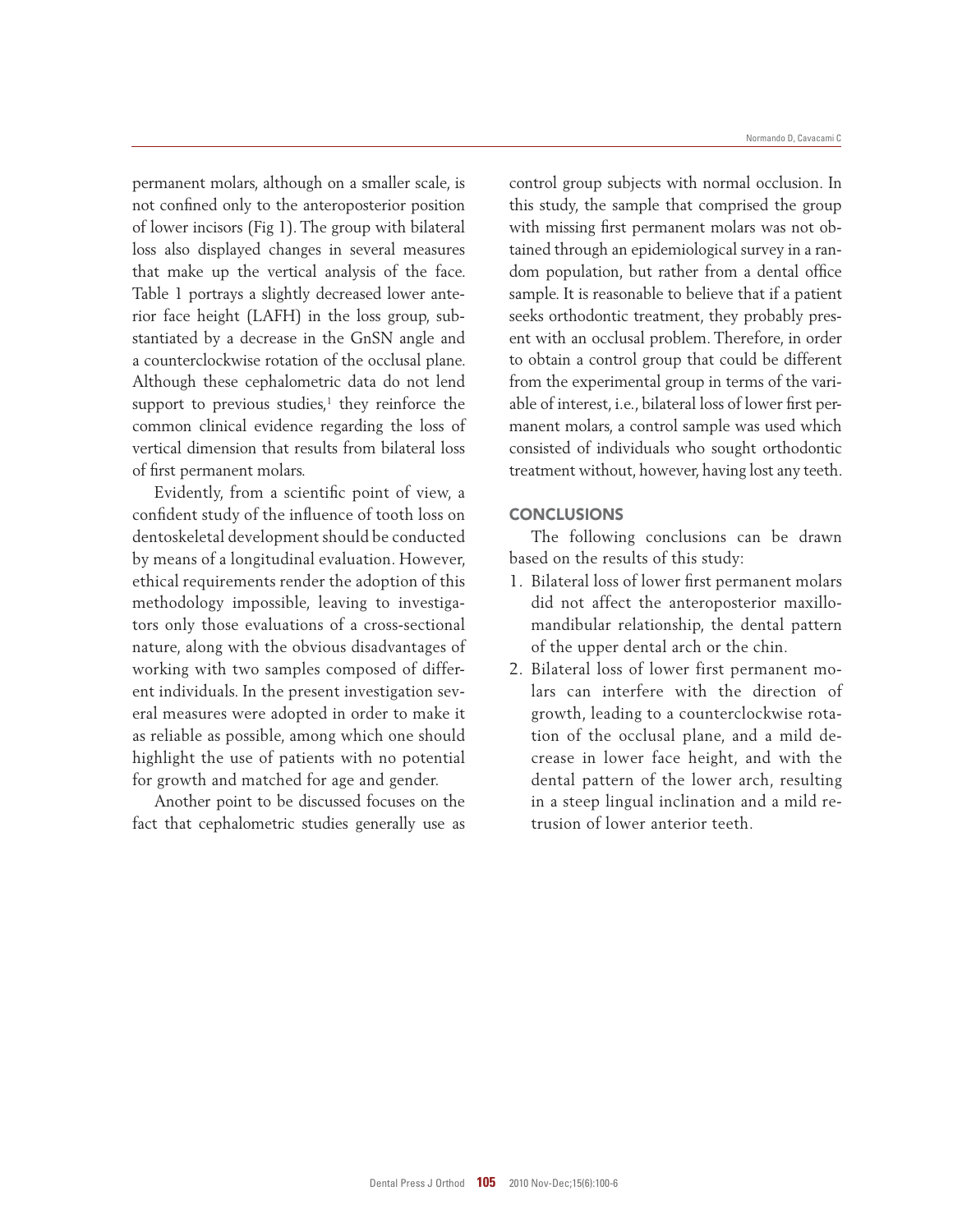permanent molars, although on a smaller scale, is not confined only to the anteroposterior position of lower incisors (Fig 1). The group with bilateral loss also displayed changes in several measures that make up the vertical analysis of the face. Table 1 portrays a slightly decreased lower anterior face height (LAFH) in the loss group, substantiated by a decrease in the GnSN angle and a counterclockwise rotation of the occlusal plane. Although these cephalometric data do not lend support to previous studies,[1] they reinforce the common clinical evidence regarding the loss of vertical dimension that results from bilateral loss of first permanent molars.

Evidently, from a scientific point of view, a confident study of the influence of tooth loss on dentoskeletal development should be conducted by means of a longitudinal evaluation. However, ethical requirements render the adoption of this methodology impossible, leaving to investigators only those evaluations of a cross-sectional nature, along with the obvious disadvantages of working with two samples composed of different individuals. In the present investigation several measures were adopted in order to make it as reliable as possible, among which one should highlight the use of patients with no potential for growth and matched for age and gender.

Another point to be discussed focuses on the fact that cephalometric studies generally use as control group subjects with normal occlusion. In this study, the sample that comprised the group with missing first permanent molars was not obtained through an epidemiological survey in a random population, but rather from a dental office sample. It is reasonable to believe that if a patient seeks orthodontic treatment, they probably present with an occlusal problem. Therefore, in order to obtain a control group that could be different from the experimental group in terms of the variable of interest, i.e., bilateral loss of lower first permanent molars, a control sample was used which consisted of individuals who sought orthodontic treatment without, however, having lost any teeth.

## CONCLUSIONS

The following conclusions can be drawn based on the results of this study:

1. Bilateral loss of lower first permanent molars did not affect the anteroposterior maxillomandibular relationship, the dental pattern of the upper dental arch or the chin.
2. Bilateral loss of lower first permanent molars can interfere with the direction of growth, leading to a counterclockwise rotation of the occlusal plane, and a mild decrease in lower face height, and with the dental pattern of the lower arch, resulting in a steep lingual inclination and a mild retrusion of lower anterior teeth.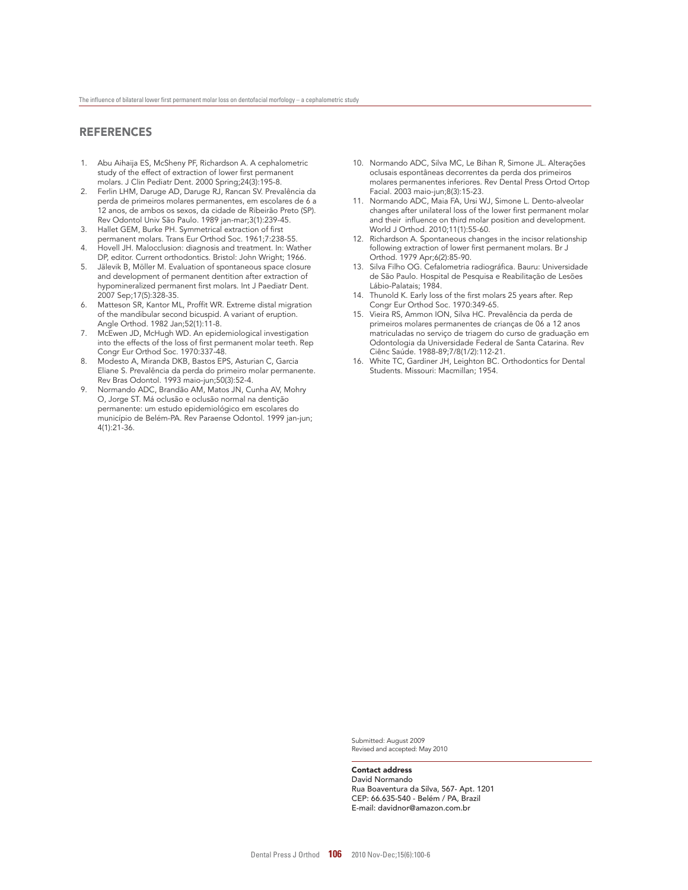## REFERENCES

1. Abu Aihaija ES, McSheny PF, Richardson A. A cephalometric study of the effect of extraction of lower first permanent molars. J Clin Pediatr Dent. 2000 Spring;24(3):195-8.
2. Ferlin LHM, Daruge AD, Daruge RJ, Rancan SV. Prevalência da perda de primeiros molares permanentes, em escolares de 6 a 12 anos, de ambos os sexos, da cidade de Ribeirão Preto (SP). Rev Odontol Univ São Paulo. 1989 jan-mar;3(1):239-45.
3. Hallet GEM, Burke PH. Symmetrical extraction of first permanent molars. Trans Eur Orthod Soc. 1961;7:238-55.
4. Hovell JH. Malocclusion: diagnosis and treatment. In: Wather DP, editor. Current orthodontics. Bristol: John Wright; 1966.
5. Jälevik B, Möller M. Evaluation of spontaneous space closure and development of permanent dentition after extraction of hypomineralized permanent first molars. Int J Paediatr Dent. 2007 Sep;17(5):328-35.
6. Matteson SR, Kantor ML, Proffit WR. Extreme distal migration of the mandibular second bicuspid. A variant of eruption. Angle Orthod. 1982 Jan;52(1):11-8.
7. McEwen JD, McHugh WD. An epidemiological investigation into the effects of the loss of first permanent molar teeth. Rep Congr Eur Orthod Soc. 1970:337-48.
8. Modesto A, Miranda DKB, Bastos EPS, Asturian C, Garcia Eliane S. Prevalência da perda do primeiro molar permanente. Rev Bras Odontol. 1993 maio-jun;50(3):52-4.
9. Normando ADC, Brandão AM, Matos JN, Cunha AV, Mohry O, Jorge ST. Má oclusão e oclusão normal na dentição permanente: um estudo epidemiológico em escolares do município de Belém-PA. Rev Paraense Odontol. 1999 jan-jun; 4(1):21-36.
10. Normando ADC, Silva MC, Le Bihan R, Simone JL. Alterações oclusais espontâneas decorrentes da perda dos primeiros molares permanentes inferiores. Rev Dental Press Ortod Ortop Facial. 2003 maio-jun;8(3):15-23.
11. Normando ADC, Maia FA, Ursi WJ, Simone L. Dento-alveolar changes after unilateral loss of the lower first permanent molar and their influence on third molar position and development. World J Orthod. 2010;11(1):55-60.
12. Richardson A. Spontaneous changes in the incisor relationship following extraction of lower first permanent molars. Br J Orthod. 1979 Apr;6(2):85-90.
13. Silva Filho OG. Cefalometria radiográfica. Bauru: Universidade de São Paulo. Hospital de Pesquisa e Reabilitação de Lesões Lábio-Palatais; 1984.
14. Thunold K. Early loss of the first molars 25 years after. Rep Congr Eur Orthod Soc. 1970:349-65.
15. Vieira RS, Ammon ION, Silva HC. Prevalência da perda de primeiros molares permanentes de crianças de 06 a 12 anos matriculadas no serviço de triagem do curso de graduação em Odontologia da Universidade Federal de Santa Catarina. Rev Ciênc Saúde. 1988-89;7/8(1/2):112-21.
16. White TC, Gardiner JH, Leighton BC. Orthodontics for Dental Students. Missouri: Macmillan; 1954.

Submitted: August 2009
Revised and accepted: May 2010

**Contact address**
David Normando
Rua Boaventura da Silva, 567- Apt. 1201
CEP: 66.635-540 - Belém / PA, Brazil
E-mail: davidnor@amazon.com.br